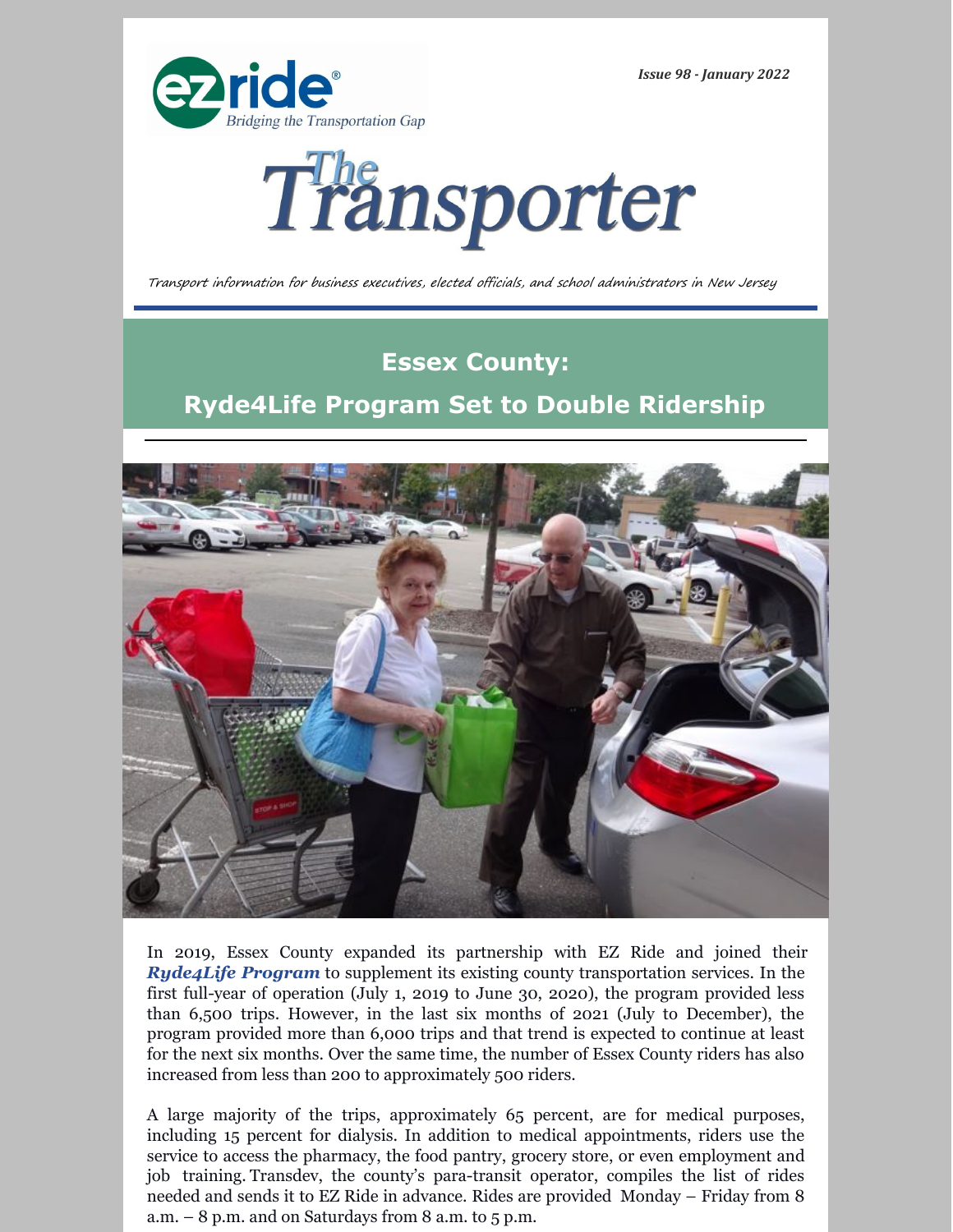ezride® Bridging the Transportation Gap

*Issue 98 - January 2022*

# The Transporter

*Transport information for business executives, elected officials, and school administrators in New Jersey*

## Essex County: Ryde4Life Program Set to Double Ridership

In 2019, Essex County expanded its partnership with EZ Ride and joined their ***Ryde4Life Program*** to supplement its existing county transportation services. In the first full-year of operation (July 1, 2019 to June 30, 2020), the program provided less than 6,500 trips. However, in the last six months of 2021 (July to December), the program provided more than 6,000 trips and that trend is expected to continue at least for the next six months. Over the same time, the number of Essex County riders has also increased from less than 200 to approximately 500 riders.

A large majority of the trips, approximately 65 percent, are for medical purposes, including 15 percent for dialysis. In addition to medical appointments, riders use the service to access the pharmacy, the food pantry, grocery store, or even employment and job training. Transdev, the county's para-transit operator, compiles the list of rides needed and sends it to EZ Ride in advance. Rides are provided Monday – Friday from 8 a.m. – 8 p.m. and on Saturdays from 8 a.m. to 5 p.m.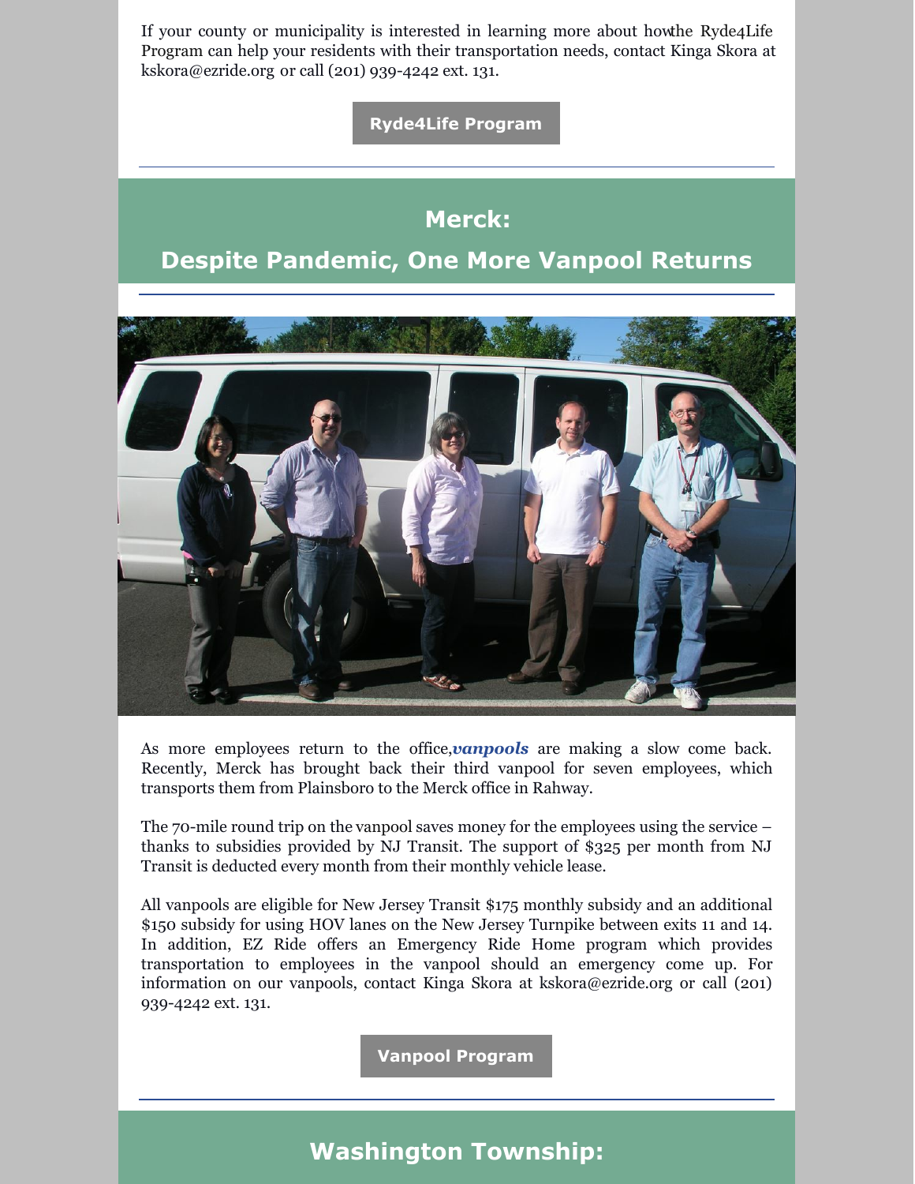If your county or municipality is interested in learning more about howthe Ryde4Life Program can help your residents with their transportation needs, contact Kinga Skora at kskora@ezride.org or call (201) 939-4242 ext. 131.

**Ryde4Life Program**

---

## Merck:
## Despite Pandemic, One More Vanpool Returns

As more employees return to the office,***vanpools*** are making a slow come back. Recently, Merck has brought back their third vanpool for seven employees, which transports them from Plainsboro to the Merck office in Rahway.

The 70-mile round trip on the vanpool saves money for the employees using the service – thanks to subsidies provided by NJ Transit. The support of $325 per month from NJ Transit is deducted every month from their monthly vehicle lease.

All vanpools are eligible for New Jersey Transit $175 monthly subsidy and an additional $150 subsidy for using HOV lanes on the New Jersey Turnpike between exits 11 and 14. In addition, EZ Ride offers an Emergency Ride Home program which provides transportation to employees in the vanpool should an emergency come up. For information on our vanpools, contact Kinga Skora at kskora@ezride.org or call (201) 939-4242 ext. 131.

**Vanpool Program**

---

## Washington Township: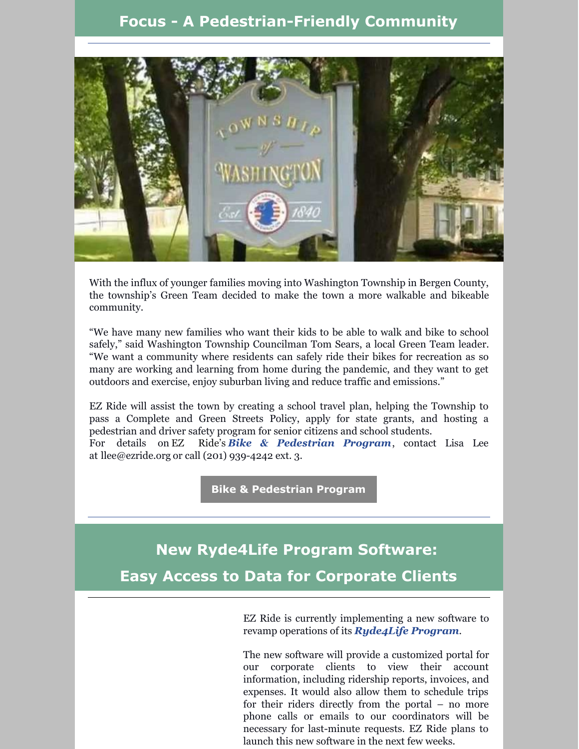## Focus - A Pedestrian-Friendly Community

With the influx of younger families moving into Washington Township in Bergen County, the township's Green Team decided to make the town a more walkable and bikeable community.

"We have many new families who want their kids to be able to walk and bike to school safely," said Washington Township Councilman Tom Sears, a local Green Team leader. "We want a community where residents can safely ride their bikes for recreation as so many are working and learning from home during the pandemic, and they want to get outdoors and exercise, enjoy suburban living and reduce traffic and emissions."

EZ Ride will assist the town by creating a school travel plan, helping the Township to pass a Complete and Green Streets Policy, apply for state grants, and hosting a pedestrian and driver safety program for senior citizens and school students.
For details on EZ Ride's ***Bike & Pedestrian Program***, contact Lisa Lee at llee@ezride.org or call (201) 939-4242 ext. 3.

**Bike & Pedestrian Program**

## New Ryde4Life Program Software: Easy Access to Data for Corporate Clients

EZ Ride is currently implementing a new software to revamp operations of its ***Ryde4Life Program***.

The new software will provide a customized portal for our corporate clients to view their account information, including ridership reports, invoices, and expenses. It would also allow them to schedule trips for their riders directly from the portal – no more phone calls or emails to our coordinators will be necessary for last-minute requests. EZ Ride plans to launch this new software in the next few weeks.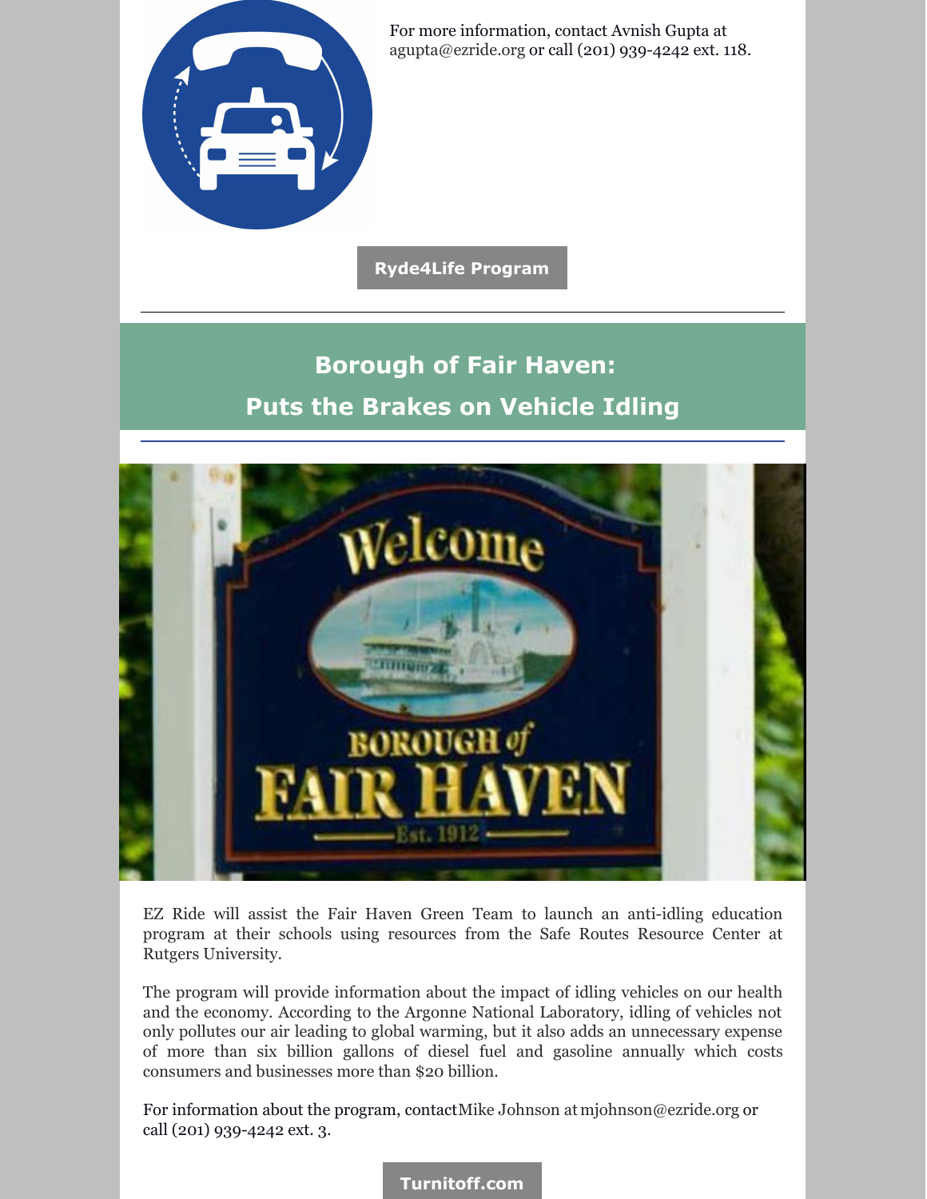For more information, contact Avnish Gupta at agupta@ezride.org or call (201) 939-4242 ext. 118.

**Ryde4Life Program**

---

## Borough of Fair Haven: Puts the Brakes on Vehicle Idling

---

EZ Ride will assist the Fair Haven Green Team to launch an anti-idling education program at their schools using resources from the Safe Routes Resource Center at Rutgers University.

The program will provide information about the impact of idling vehicles on our health and the economy. According to the Argonne National Laboratory, idling of vehicles not only pollutes our air leading to global warming, but it also adds an unnecessary expense of more than six billion gallons of diesel fuel and gasoline annually which costs consumers and businesses more than $20 billion.

For information about the program, contactMike Johnson at mjohnson@ezride.org or call (201) 939-4242 ext. 3.

**Turnitoff.com**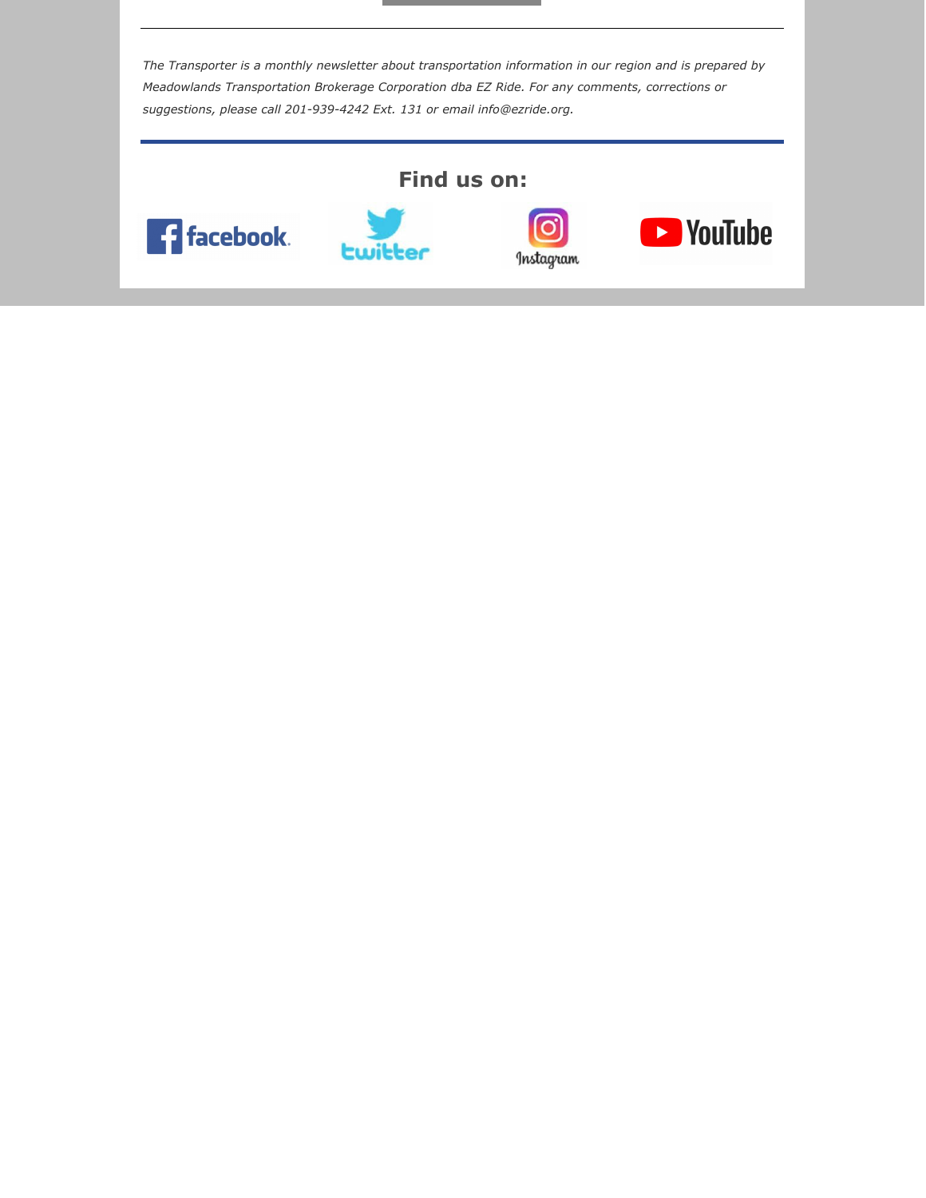---

*The Transporter is a monthly newsletter about transportation information in our region and is prepared by Meadowlands Transportation Brokerage Corporation dba EZ Ride. For any comments, corrections or suggestions, please call 201-939-4242 Ext. 131 or email info@ezride.org.*

---

## Find us on:

facebook twitter Instagram YouTube